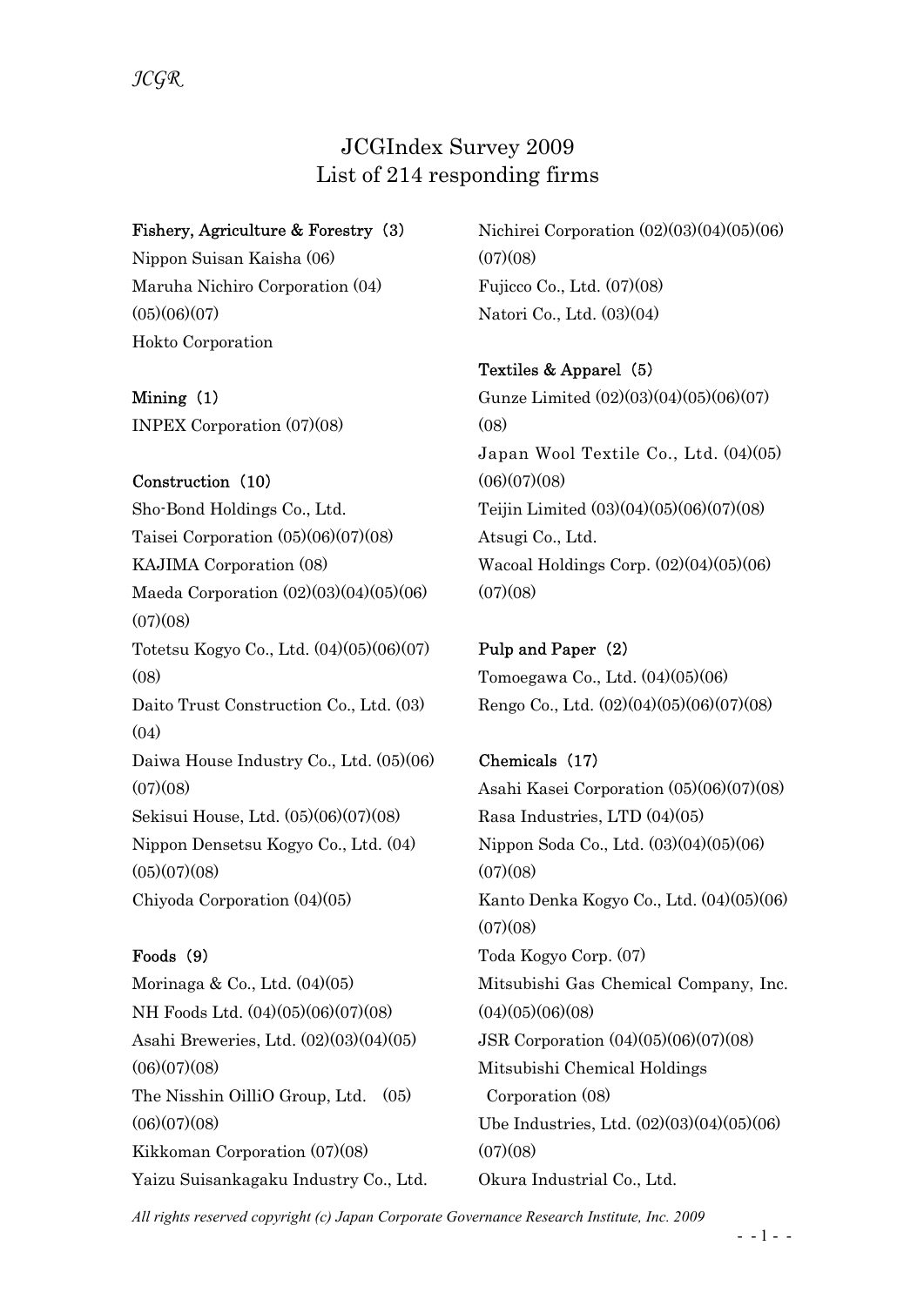# JCGIndex Survey 2009
# List of 214 responding firms

**Fishery, Agriculture & Forestry（3）**

Nippon Suisan Kaisha (06)
Maruha Nichiro Corporation (04)(05)(06)(07)
Hokto Corporation

**Mining（1）**

INPEX Corporation (07)(08)

**Construction（10）**

Sho-Bond Holdings Co., Ltd.
Taisei Corporation (05)(06)(07)(08)
KAJIMA Corporation (08)
Maeda Corporation (02)(03)(04)(05)(06)(07)(08)
Totetsu Kogyo Co., Ltd. (04)(05)(06)(07)(08)
Daito Trust Construction Co., Ltd. (03)(04)
Daiwa House Industry Co., Ltd. (05)(06)(07)(08)
Sekisui House, Ltd. (05)(06)(07)(08)
Nippon Densetsu Kogyo Co., Ltd. (04)(05)(07)(08)
Chiyoda Corporation (04)(05)

**Foods（9）**

Morinaga & Co., Ltd. (04)(05)
NH Foods Ltd. (04)(05)(06)(07)(08)
Asahi Breweries, Ltd. (02)(03)(04)(05)(06)(07)(08)
The Nisshin OilliO Group, Ltd.　(05)(06)(07)(08)
Kikkoman Corporation (07)(08)
Yaizu Suisankagaku Industry Co., Ltd.
Nichirei Corporation (02)(03)(04)(05)(06)(07)(08)
Fujicco Co., Ltd. (07)(08)
Natori Co., Ltd. (03)(04)

**Textiles & Apparel（5）**

Gunze Limited (02)(03)(04)(05)(06)(07)(08)
Japan Wool Textile Co., Ltd. (04)(05)(06)(07)(08)
Teijin Limited (03)(04)(05)(06)(07)(08)
Atsugi Co., Ltd.
Wacoal Holdings Corp. (02)(04)(05)(06)(07)(08)

**Pulp and Paper（2）**

Tomoegawa Co., Ltd. (04)(05)(06)
Rengo Co., Ltd. (02)(04)(05)(06)(07)(08)

**Chemicals（17）**

Asahi Kasei Corporation (05)(06)(07)(08)
Rasa Industries, LTD (04)(05)
Nippon Soda Co., Ltd. (03)(04)(05)(06)(07)(08)
Kanto Denka Kogyo Co., Ltd. (04)(05)(06)(07)(08)
Toda Kogyo Corp. (07)
Mitsubishi Gas Chemical Company, Inc. (04)(05)(06)(08)
JSR Corporation (04)(05)(06)(07)(08)
Mitsubishi Chemical Holdings Corporation (08)
Ube Industries, Ltd. (02)(03)(04)(05)(06)(07)(08)
Okura Industrial Co., Ltd.

*All rights reserved copyright (c) Japan Corporate Governance Research Institute, Inc. 2009*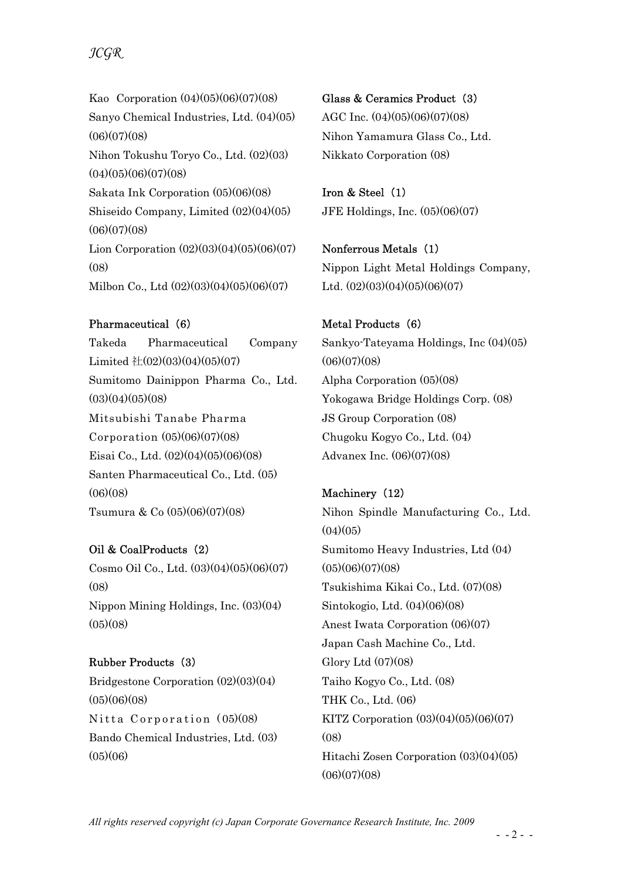Kao Corporation (04)(05)(06)(07)(08)
Sanyo Chemical Industries, Ltd. (04)(05)(06)(07)(08)
Nihon Tokushu Toryo Co., Ltd. (02)(03)(04)(05)(06)(07)(08)
Sakata Ink Corporation (05)(06)(08)
Shiseido Company, Limited (02)(04)(05)(06)(07)(08)
Lion Corporation (02)(03)(04)(05)(06)(07)(08)
Milbon Co., Ltd (02)(03)(04)(05)(06)(07)

**Pharmaceutical（6）**
Takeda Pharmaceutical Company Limited 社(02)(03)(04)(05)(07)
Sumitomo Dainippon Pharma Co., Ltd. (03)(04)(05)(08)
Mitsubishi Tanabe Pharma Corporation (05)(06)(07)(08)
Eisai Co., Ltd. (02)(04)(05)(06)(08)
Santen Pharmaceutical Co., Ltd. (05)(06)(08)
Tsumura & Co (05)(06)(07)(08)

**Oil & CoalProducts（2）**
Cosmo Oil Co., Ltd. (03)(04)(05)(06)(07)(08)
Nippon Mining Holdings, Inc. (03)(04)(05)(08)

**Rubber Products（3）**
Bridgestone Corporation (02)(03)(04)(05)(06)(08)
Nitta Corporation (05)(08)
Bando Chemical Industries, Ltd. (03)(05)(06)

**Glass & Ceramics Product（3）**
AGC Inc. (04)(05)(06)(07)(08)
Nihon Yamamura Glass Co., Ltd.
Nikkato Corporation (08)

**Iron & Steel（1）**
JFE Holdings, Inc. (05)(06)(07)

**Nonferrous Metals（1）**
Nippon Light Metal Holdings Company, Ltd. (02)(03)(04)(05)(06)(07)

**Metal Products（6）**
Sankyo-Tateyama Holdings, Inc (04)(05)(06)(07)(08)
Alpha Corporation (05)(08)
Yokogawa Bridge Holdings Corp. (08)
JS Group Corporation (08)
Chugoku Kogyo Co., Ltd. (04)
Advanex Inc. (06)(07)(08)

**Machinery（12）**
Nihon Spindle Manufacturing Co., Ltd. (04)(05)
Sumitomo Heavy Industries, Ltd (04)(05)(06)(07)(08)
Tsukishima Kikai Co., Ltd. (07)(08)
Sintokogio, Ltd. (04)(06)(08)
Anest Iwata Corporation (06)(07)
Japan Cash Machine Co., Ltd.
Glory Ltd (07)(08)
Taiho Kogyo Co., Ltd. (08)
THK Co., Ltd. (06)
KITZ Corporation (03)(04)(05)(06)(07)(08)
Hitachi Zosen Corporation (03)(04)(05)(06)(07)(08)

*All rights reserved copyright (c) Japan Corporate Governance Research Institute, Inc. 2009*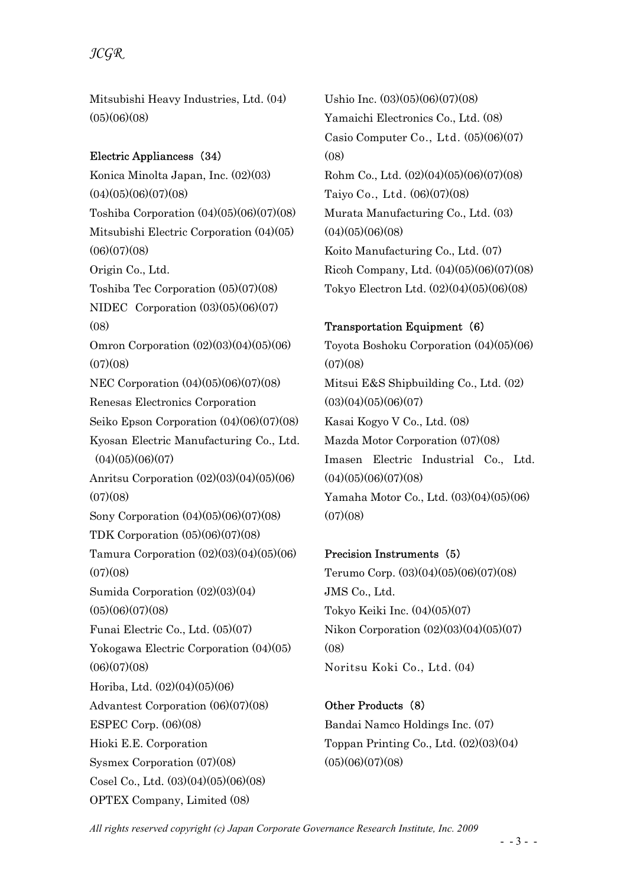Mitsubishi Heavy Industries, Ltd. (04)(05)(06)(08)

**Electric Appliancess（34）**

Konica Minolta Japan, Inc. (02)(03)(04)(05)(06)(07)(08)

Toshiba Corporation (04)(05)(06)(07)(08)

Mitsubishi Electric Corporation (04)(05)(06)(07)(08)

Origin Co., Ltd.

Toshiba Tec Corporation (05)(07)(08)

NIDEC Corporation (03)(05)(06)(07)(08)

Omron Corporation (02)(03)(04)(05)(06)(07)(08)

NEC Corporation (04)(05)(06)(07)(08)

Renesas Electronics Corporation

Seiko Epson Corporation (04)(06)(07)(08)

Kyosan Electric Manufacturing Co., Ltd. (04)(05)(06)(07)

Anritsu Corporation (02)(03)(04)(05)(06)(07)(08)

Sony Corporation (04)(05)(06)(07)(08)

TDK Corporation (05)(06)(07)(08)

Tamura Corporation (02)(03)(04)(05)(06)(07)(08)

Sumida Corporation (02)(03)(04)(05)(06)(07)(08)

Funai Electric Co., Ltd. (05)(07)

Yokogawa Electric Corporation (04)(05)(06)(07)(08)

Horiba, Ltd. (02)(04)(05)(06)

Advantest Corporation (06)(07)(08)

ESPEC Corp. (06)(08)

Hioki E.E. Corporation

Sysmex Corporation (07)(08)

Cosel Co., Ltd. (03)(04)(05)(06)(08)

OPTEX Company, Limited (08)

Ushio Inc. (03)(05)(06)(07)(08)

Yamaichi Electronics Co., Ltd. (08)

Casio Computer Co., Ltd. (05)(06)(07)(08)

Rohm Co., Ltd. (02)(04)(05)(06)(07)(08)

Taiyo Co., Ltd. (06)(07)(08)

Murata Manufacturing Co., Ltd. (03)(04)(05)(06)(08)

Koito Manufacturing Co., Ltd. (07)

Ricoh Company, Ltd. (04)(05)(06)(07)(08)

Tokyo Electron Ltd. (02)(04)(05)(06)(08)

**Transportation Equipment（6）**

Toyota Boshoku Corporation (04)(05)(06)(07)(08)

Mitsui E&S Shipbuilding Co., Ltd. (02)(03)(04)(05)(06)(07)

Kasai Kogyo V Co., Ltd. (08)

Mazda Motor Corporation (07)(08)

Imasen Electric Industrial Co., Ltd. (04)(05)(06)(07)(08)

Yamaha Motor Co., Ltd. (03)(04)(05)(06)(07)(08)

**Precision Instruments（5）**

Terumo Corp. (03)(04)(05)(06)(07)(08)

JMS Co., Ltd.

Tokyo Keiki Inc. (04)(05)(07)

Nikon Corporation (02)(03)(04)(05)(07)(08)

Noritsu Koki Co., Ltd. (04)

**Other Products（8）**

Bandai Namco Holdings Inc. (07)

Toppan Printing Co., Ltd. (02)(03)(04)(05)(06)(07)(08)

*All rights reserved copyright (c) Japan Corporate Governance Research Institute, Inc. 2009*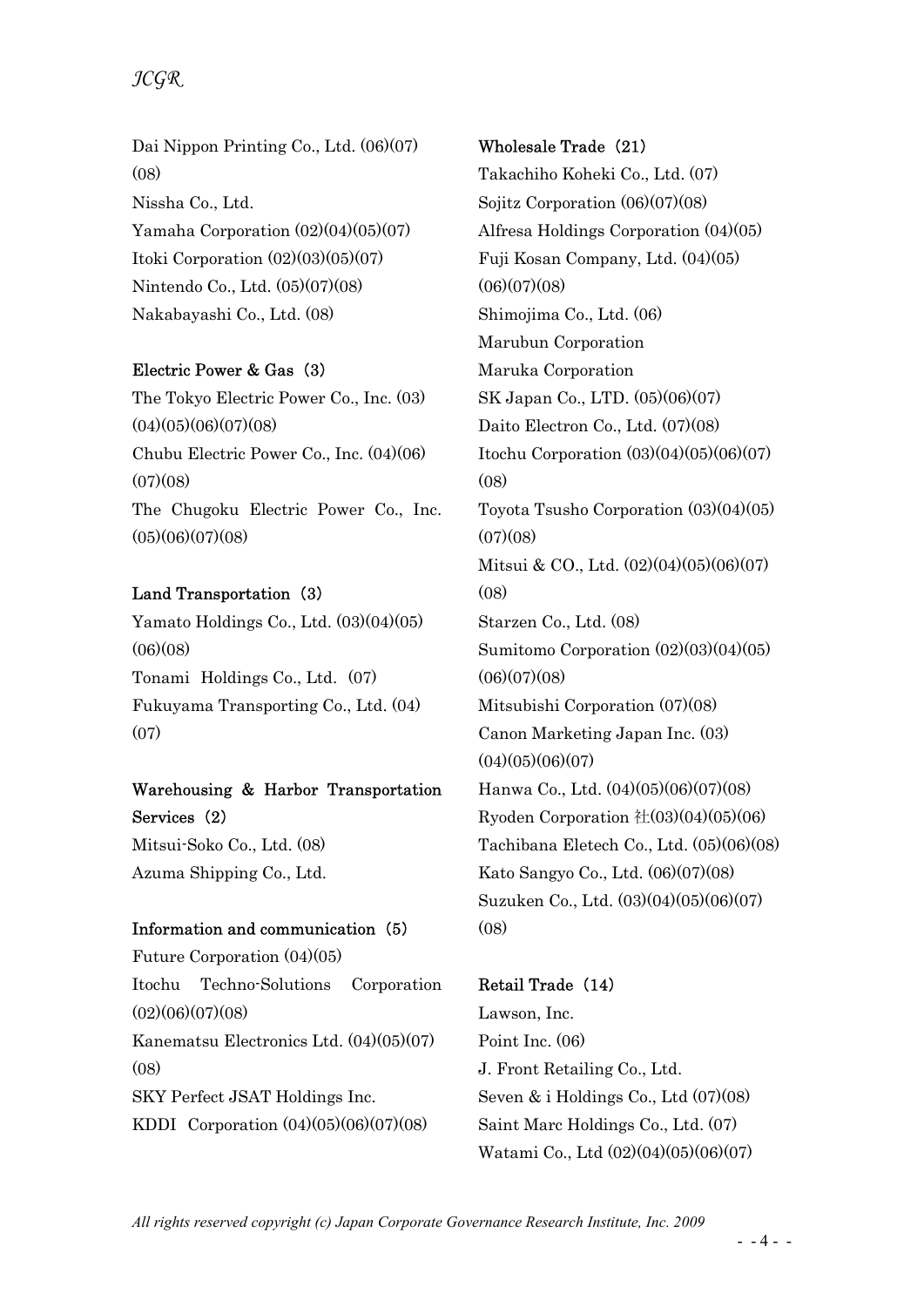Dai Nippon Printing Co., Ltd. (06)(07)(08)
Nissha Co., Ltd.
Yamaha Corporation (02)(04)(05)(07)
Itoki Corporation (02)(03)(05)(07)
Nintendo Co., Ltd. (05)(07)(08)
Nakabayashi Co., Ltd. (08)

**Electric Power & Gas（3）**
The Tokyo Electric Power Co., Inc. (03)(04)(05)(06)(07)(08)
Chubu Electric Power Co., Inc. (04)(06)(07)(08)
The Chugoku Electric Power Co., Inc. (05)(06)(07)(08)

**Land Transportation（3）**
Yamato Holdings Co., Ltd. (03)(04)(05)(06)(08)
Tonami Holdings Co., Ltd. (07)
Fukuyama Transporting Co., Ltd. (04)(07)

**Warehousing & Harbor Transportation Services（2）**
Mitsui-Soko Co., Ltd. (08)
Azuma Shipping Co., Ltd.

**Information and communication（5）**
Future Corporation (04)(05)
Itochu Techno-Solutions Corporation (02)(06)(07)(08)
Kanematsu Electronics Ltd. (04)(05)(07)(08)
SKY Perfect JSAT Holdings Inc.
KDDI Corporation (04)(05)(06)(07)(08)

**Wholesale Trade（21）**
Takachiho Koheki Co., Ltd. (07)
Sojitz Corporation (06)(07)(08)
Alfresa Holdings Corporation (04)(05)
Fuji Kosan Company, Ltd. (04)(05)(06)(07)(08)
Shimojima Co., Ltd. (06)
Marubun Corporation
Maruka Corporation
SK Japan Co., LTD. (05)(06)(07)
Daito Electron Co., Ltd. (07)(08)
Itochu Corporation (03)(04)(05)(06)(07)(08)
Toyota Tsusho Corporation (03)(04)(05)(07)(08)
Mitsui & CO., Ltd. (02)(04)(05)(06)(07)(08)
Starzen Co., Ltd. (08)
Sumitomo Corporation (02)(03)(04)(05)(06)(07)(08)
Mitsubishi Corporation (07)(08)
Canon Marketing Japan Inc. (03)(04)(05)(06)(07)
Hanwa Co., Ltd. (04)(05)(06)(07)(08)
Ryoden Corporation 社(03)(04)(05)(06)
Tachibana Eletech Co., Ltd. (05)(06)(08)
Kato Sangyo Co., Ltd. (06)(07)(08)
Suzuken Co., Ltd. (03)(04)(05)(06)(07)(08)

**Retail Trade（14）**
Lawson, Inc.
Point Inc. (06)
J. Front Retailing Co., Ltd.
Seven & i Holdings Co., Ltd (07)(08)
Saint Marc Holdings Co., Ltd. (07)
Watami Co., Ltd (02)(04)(05)(06)(07)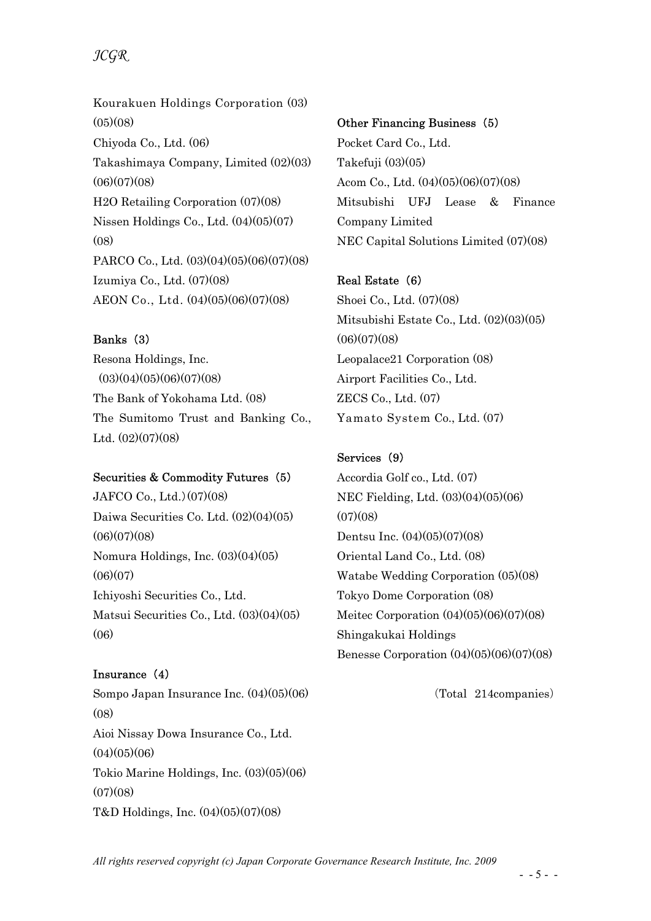Kourakuen Holdings Corporation (03)(05)(08)
Chiyoda Co., Ltd. (06)
Takashimaya Company, Limited (02)(03)(06)(07)(08)
H2O Retailing Corporation (07)(08)
Nissen Holdings Co., Ltd. (04)(05)(07)(08)
PARCO Co., Ltd. (03)(04)(05)(06)(07)(08)
Izumiya Co., Ltd. (07)(08)
AEON Co., Ltd. (04)(05)(06)(07)(08)

**Banks（3）**

Resona Holdings, Inc. (03)(04)(05)(06)(07)(08)
The Bank of Yokohama Ltd. (08)
The Sumitomo Trust and Banking Co., Ltd. (02)(07)(08)

**Securities & Commodity Futures（5）**

JAFCO Co., Ltd.）(07)(08)
Daiwa Securities Co. Ltd. (02)(04)(05)(06)(07)(08)
Nomura Holdings, Inc. (03)(04)(05)(06)(07)
Ichiyoshi Securities Co., Ltd.
Matsui Securities Co., Ltd. (03)(04)(05)(06)

**Insurance（4）**

Sompo Japan Insurance Inc. (04)(05)(06)(08)
Aioi Nissay Dowa Insurance Co., Ltd. (04)(05)(06)
Tokio Marine Holdings, Inc. (03)(05)(06)(07)(08)
T&D Holdings, Inc. (04)(05)(07)(08)

**Other Financing Business（5）**

Pocket Card Co., Ltd.
Takefuji (03)(05)
Acom Co., Ltd. (04)(05)(06)(07)(08)
Mitsubishi UFJ Lease & Finance Company Limited
NEC Capital Solutions Limited (07)(08)

**Real Estate（6）**

Shoei Co., Ltd. (07)(08)
Mitsubishi Estate Co., Ltd. (02)(03)(05)(06)(07)(08)
Leopalace21 Corporation (08)
Airport Facilities Co., Ltd.
ZECS Co., Ltd. (07)
Yamato System Co., Ltd. (07)

**Services（9）**

Accordia Golf co., Ltd. (07)
NEC Fielding, Ltd. (03)(04)(05)(06)(07)(08)
Dentsu Inc. (04)(05)(07)(08)
Oriental Land Co., Ltd. (08)
Watabe Wedding Corporation (05)(08)
Tokyo Dome Corporation (08)
Meitec Corporation (04)(05)(06)(07)(08)
Shingakukai Holdings
Benesse Corporation (04)(05)(06)(07)(08)

（Total 214companies）

*All rights reserved copyright (c) Japan Corporate Governance Research Institute, Inc. 2009*